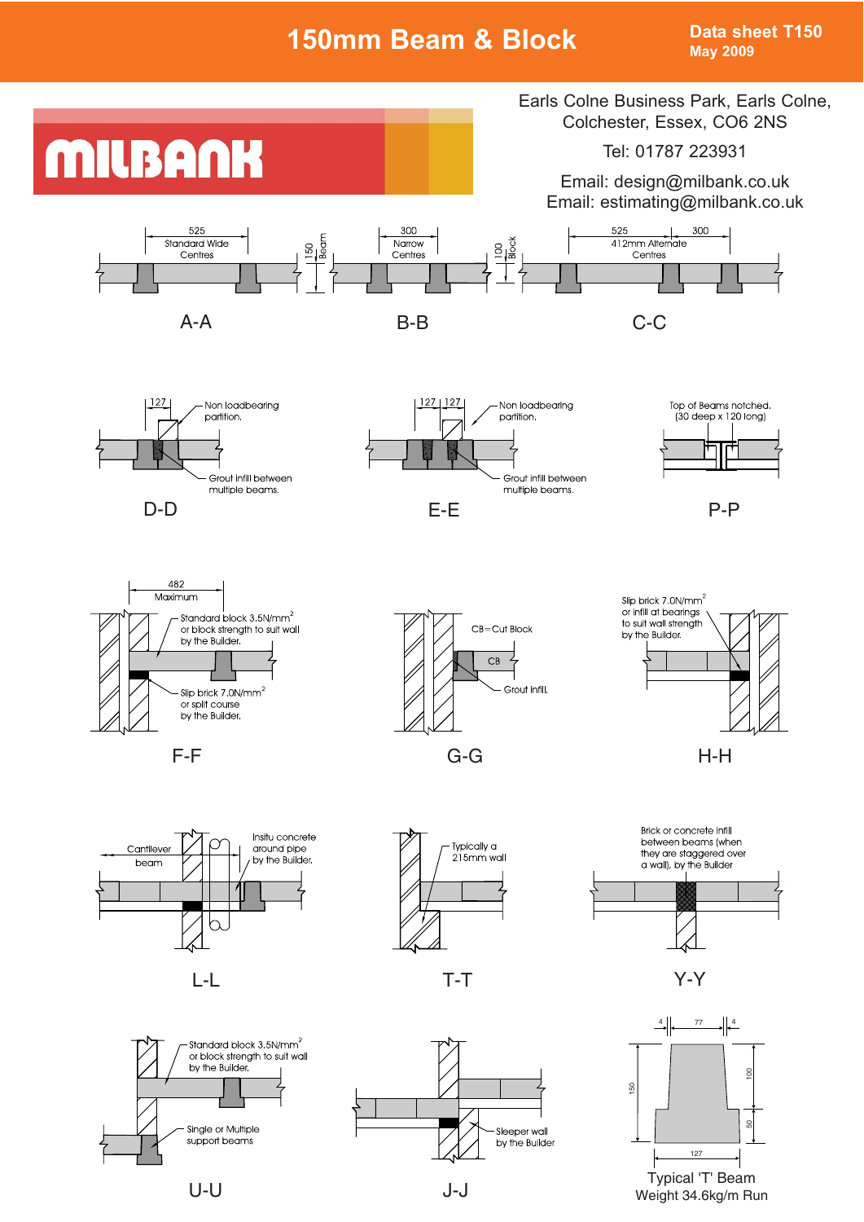# 150mm Beam & Block

**Data sheet T150**
**May 2009**

MILBANK

Earls Colne Business Park, Earls Colne, Colchester, Essex, CO6 2NS

Tel: 01787 223931

Email: design@milbank.co.uk
Email: estimating@milbank.co.uk

525 Standard Wide Centres

150 Beam

300 Narrow Centres

100 Block

525 | 300 412mm Alternate Centres

A-A

B-B

C-C

127

Non loadbearing partition.

Grout infill between multiple beams.

D-D

127 | 127

Non loadbearing partition.

Grout infill between multiple beams.

E-E

Top of Beams notched. (30 deep x 120 long)

P-P

482 Maximum

Standard block 3.5N/mm$^2$ or block strength to suit wall by the Builder.

Slip brick 7.0N/mm$^2$ or split course by the Builder.

F-F

CB=Cut Block

CB

Grout infill.

G-G

Slip brick 7.0N/mm$^2$ or infill at bearings to suit wall strength by the Builder.

H-H

Cantilever beam

Insitu concrete around pipe by the Builder.

L-L

Typically a 215mm wall

T-T

Brick or concrete infill between beams (when they are staggered over a wall), by the Builder

Y-Y

Standard block 3.5N/mm$^2$ or block strength to suit wall by the Builder.

Single or Multiple support beams

U-U

Sleeper wall by the Builder

J-J

4 | 77 | 4

150

100

50

127

Typical 'T' Beam
Weight 34.6kg/m Run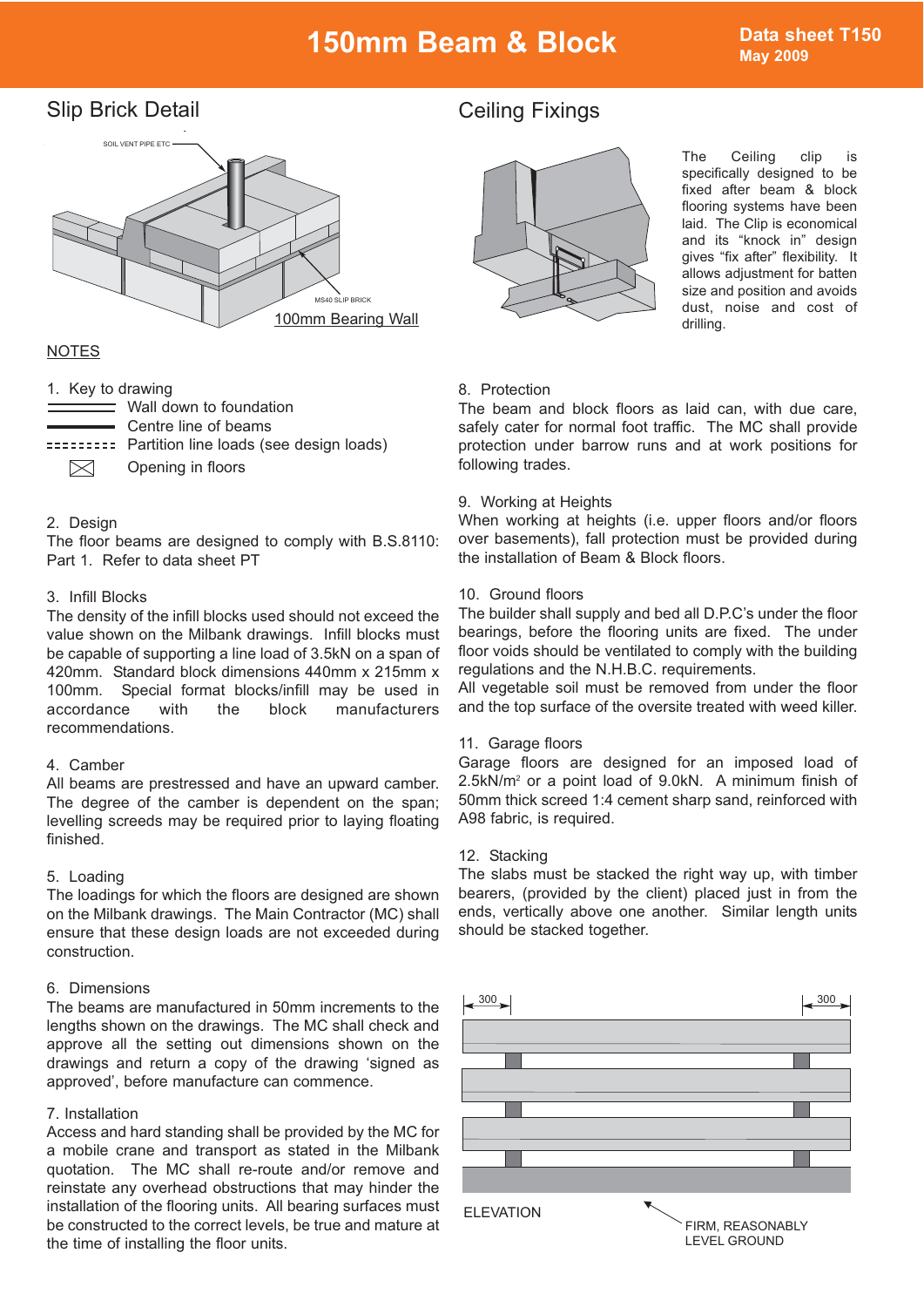# 150mm Beam & Block

Data sheet T150
May 2009

## Slip Brick Detail

SOIL VENT PIPE ETC

MS40 SLIP BRICK

100mm Bearing Wall

## Ceiling Fixings

The Ceiling clip is specifically designed to be fixed after beam & block flooring systems have been laid. The Clip is economical and its “knock in” design gives “fix after” flexibility. It allows adjustment for batten size and position and avoids dust, noise and cost of drilling.

## NOTES

1. Key to drawing
   - Wall down to foundation
   - Centre line of beams
   - Partition line loads (see design loads)
   - Opening in floors

2. Design
The floor beams are designed to comply with B.S.8110: Part 1. Refer to data sheet PT

3. Infill Blocks
The density of the infill blocks used should not exceed the value shown on the Milbank drawings. Infill blocks must be capable of supporting a line load of 3.5kN on a span of 420mm. Standard block dimensions 440mm x 215mm x 100mm. Special format blocks/infill may be used in accordance with the block manufacturers recommendations.

4. Camber
All beams are prestressed and have an upward camber. The degree of the camber is dependent on the span; levelling screeds may be required prior to laying floating finished.

5. Loading
The loadings for which the floors are designed are shown on the Milbank drawings. The Main Contractor (MC) shall ensure that these design loads are not exceeded during construction.

6. Dimensions
The beams are manufactured in 50mm increments to the lengths shown on the drawings. The MC shall check and approve all the setting out dimensions shown on the drawings and return a copy of the drawing ‘signed as approved’, before manufacture can commence.

7. Installation
Access and hard standing shall be provided by the MC for a mobile crane and transport as stated in the Milbank quotation. The MC shall re-route and/or remove and reinstate any overhead obstructions that may hinder the installation of the flooring units. All bearing surfaces must be constructed to the correct levels, be true and mature at the time of installing the floor units.

8. Protection
The beam and block floors as laid can, with due care, safely cater for normal foot traffic. The MC shall provide protection under barrow runs and at work positions for following trades.

9. Working at Heights
When working at heights (i.e. upper floors and/or floors over basements), fall protection must be provided during the installation of Beam & Block floors.

10. Ground floors
The builder shall supply and bed all D.P.C’s under the floor bearings, before the flooring units are fixed. The under floor voids should be ventilated to comply with the building regulations and the N.H.B.C. requirements.
All vegetable soil must be removed from under the floor and the top surface of the oversite treated with weed killer.

11. Garage floors
Garage floors are designed for an imposed load of 2.5kN/m$^2$ or a point load of 9.0kN. A minimum finish of 50mm thick screed 1:4 cement sharp sand, reinforced with A98 fabric, is required.

12. Stacking
The slabs must be stacked the right way up, with timber bearers, (provided by the client) placed just in from the ends, vertically above one another. Similar length units should be stacked together.

300

300

ELEVATION

FIRM, REASONABLY LEVEL GROUND